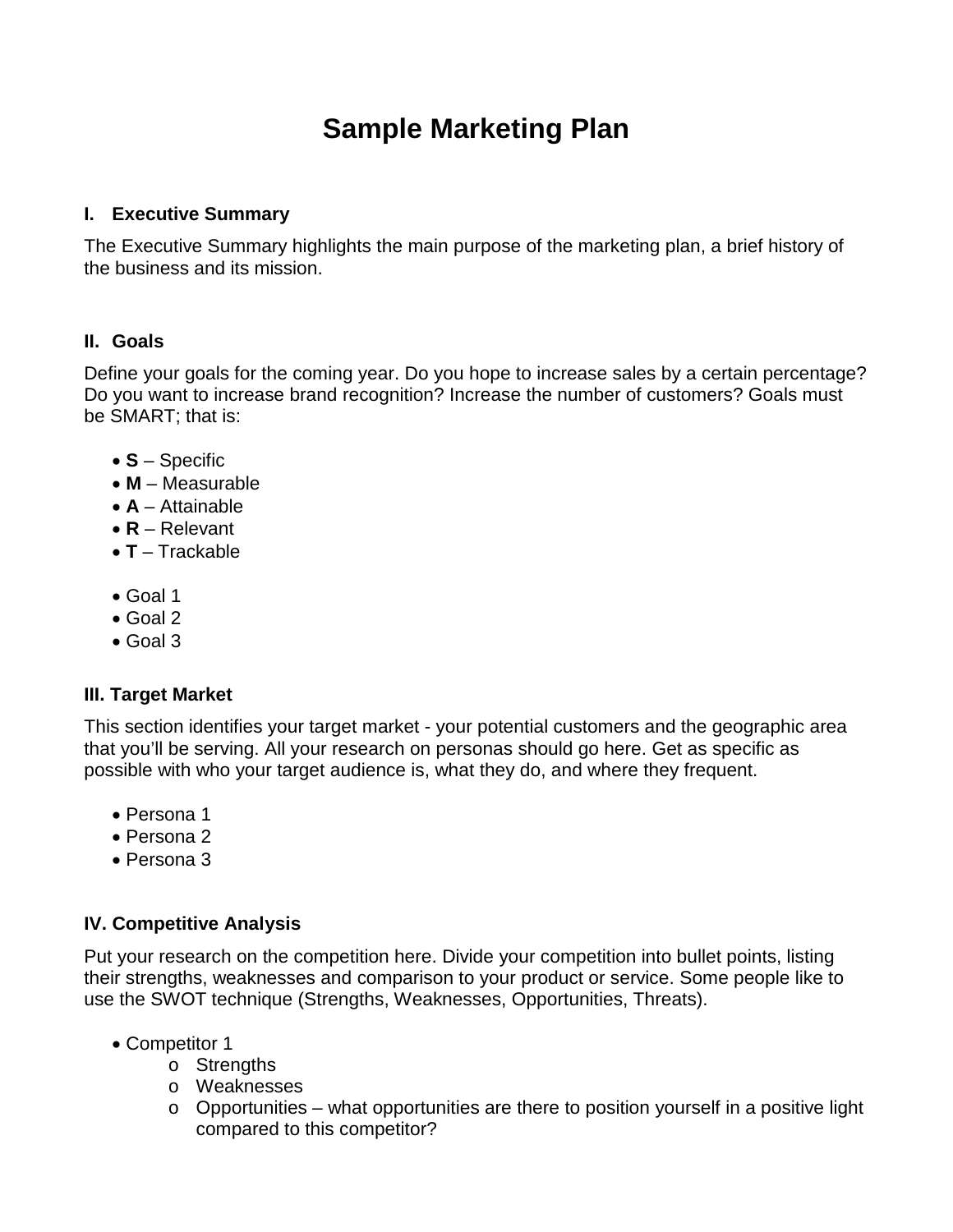# Sample Marketing Plan

## I. Executive Summary

The Executive Summary highlights the main purpose of the marketing plan, a brief history of the business and its mission.

## II. Goals

Define your goals for the coming year. Do you hope to increase sales by a certain percentage? Do you want to increase brand recognition? Increase the number of customers? Goals must be SMART; that is:

- **S** – Specific
- **M** – Measurable
- **A** – Attainable
- **R** – Relevant
- **T** – Trackable

- Goal 1
- Goal 2
- Goal 3

## III. Target Market

This section identifies your target market - your potential customers and the geographic area that you'll be serving. All your research on personas should go here. Get as specific as possible with who your target audience is, what they do, and where they frequent.

- Persona 1
- Persona 2
- Persona 3

## IV. Competitive Analysis

Put your research on the competition here. Divide your competition into bullet points, listing their strengths, weaknesses and comparison to your product or service. Some people like to use the SWOT technique (Strengths, Weaknesses, Opportunities, Threats).

- Competitor 1
  - Strengths
  - Weaknesses
  - Opportunities – what opportunities are there to position yourself in a positive light compared to this competitor?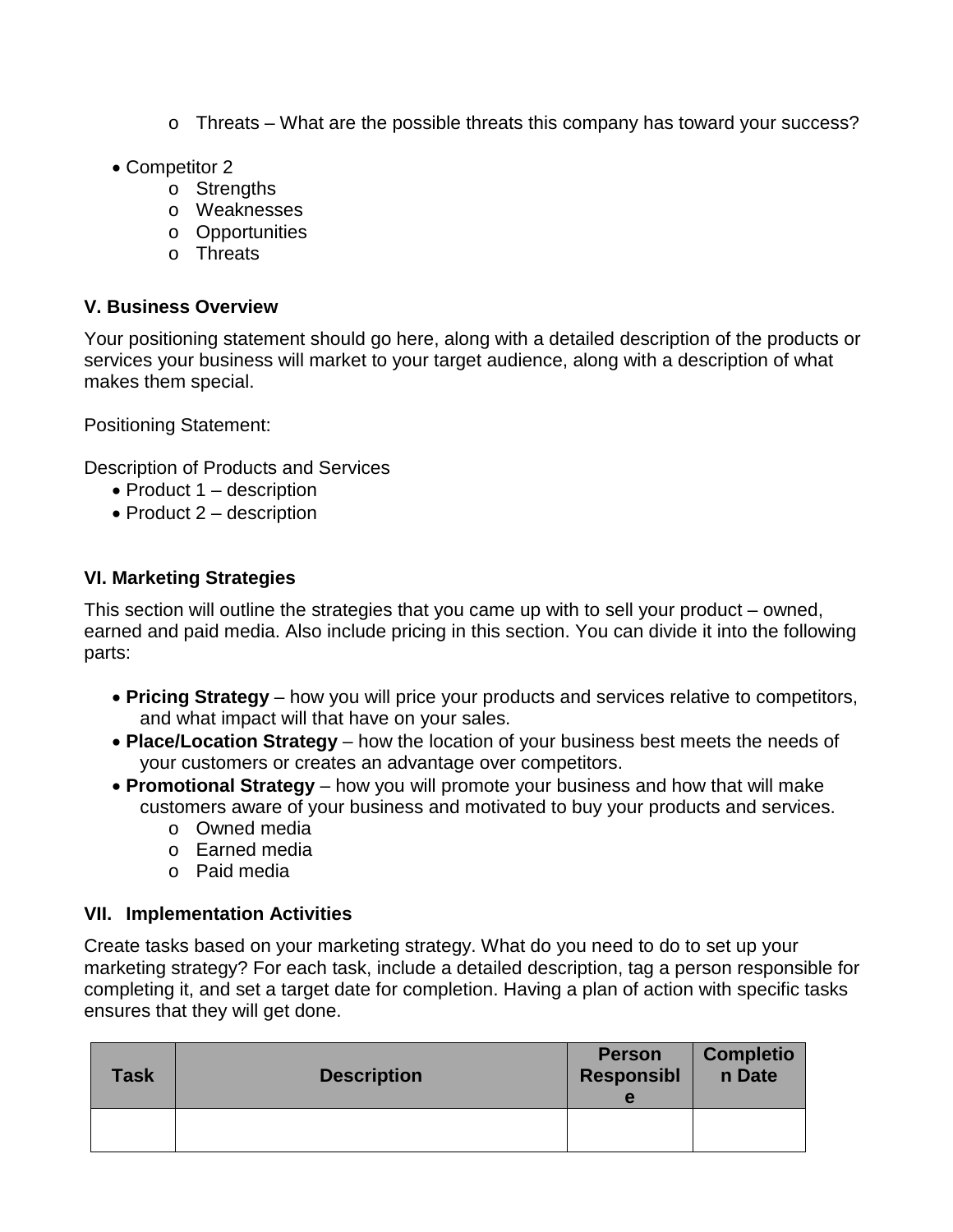- Threats – What are the possible threats this company has toward your success?

- Competitor 2
  - Strengths
  - Weaknesses
  - Opportunities
  - Threats

### V. Business Overview

Your positioning statement should go here, along with a detailed description of the products or services your business will market to your target audience, along with a description of what makes them special.

Positioning Statement:

Description of Products and Services

- Product 1 – description
- Product 2 – description

### VI. Marketing Strategies

This section will outline the strategies that you came up with to sell your product – owned, earned and paid media. Also include pricing in this section. You can divide it into the following parts:

- **Pricing Strategy** – how you will price your products and services relative to competitors, and what impact will that have on your sales.
- **Place/Location Strategy** – how the location of your business best meets the needs of your customers or creates an advantage over competitors.
- **Promotional Strategy** – how you will promote your business and how that will make customers aware of your business and motivated to buy your products and services.
  - Owned media
  - Earned media
  - Paid media

### VII. Implementation Activities

Create tasks based on your marketing strategy. What do you need to do to set up your marketing strategy? For each task, include a detailed description, tag a person responsible for completing it, and set a target date for completion. Having a plan of action with specific tasks ensures that they will get done.

| Task | Description | Person Responsible | Completion Date |
|---|---|---|---|
| | | | |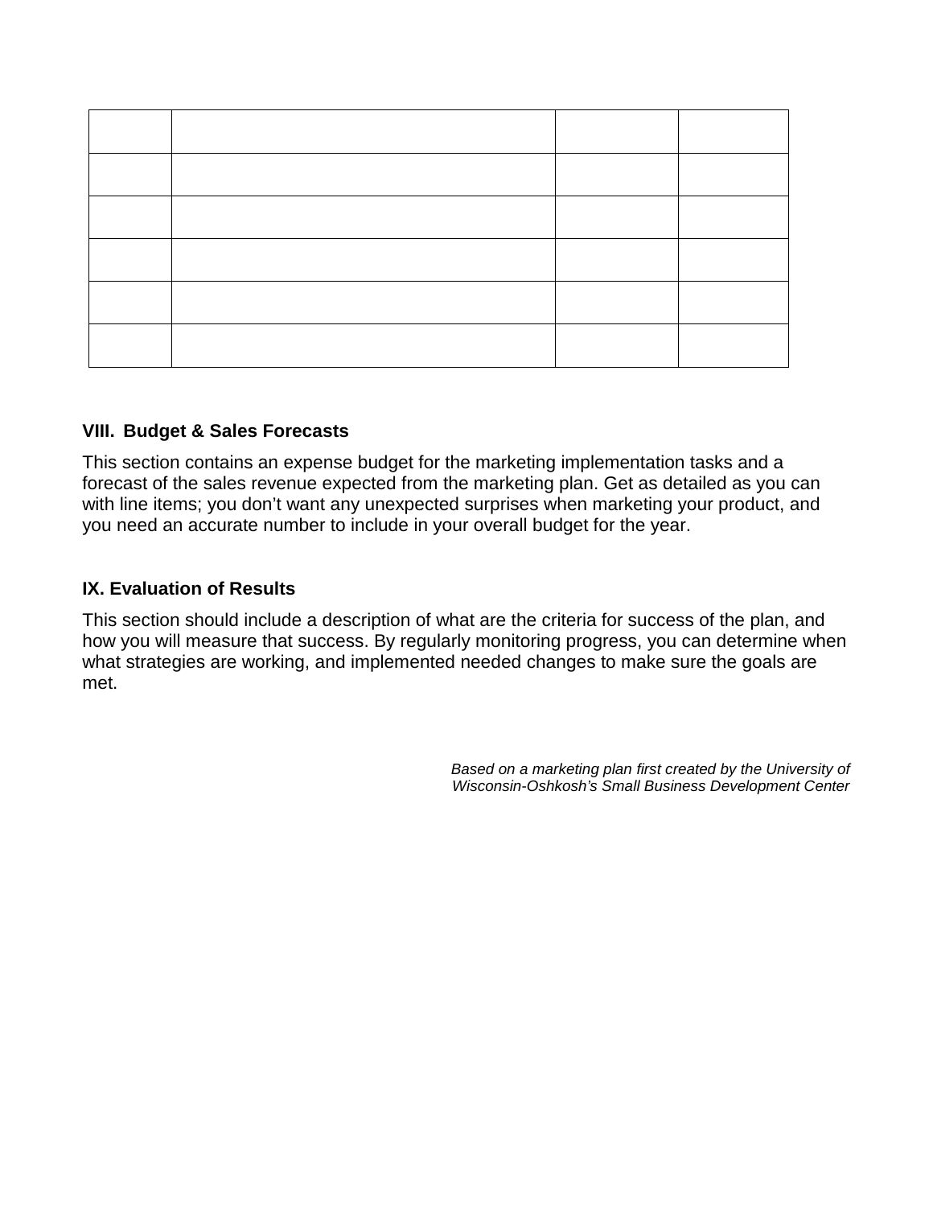| | | | |
|---|---|---|---|
| | | | |
| | | | |
| | | | |
| | | | |
| | | | |
| | | | |

### VIII. Budget & Sales Forecasts

This section contains an expense budget for the marketing implementation tasks and a forecast of the sales revenue expected from the marketing plan. Get as detailed as you can with line items; you don't want any unexpected surprises when marketing your product, and you need an accurate number to include in your overall budget for the year.

### IX. Evaluation of Results

This section should include a description of what are the criteria for success of the plan, and how you will measure that success. By regularly monitoring progress, you can determine when what strategies are working, and implemented needed changes to make sure the goals are met.

*Based on a marketing plan first created by the University of Wisconsin-Oshkosh's Small Business Development Center*